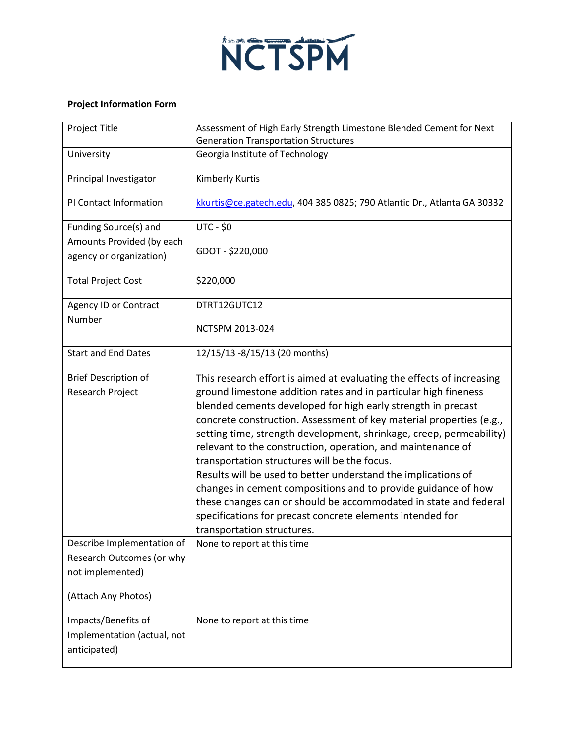NCTSPM

**Project Information Form**

| Project Title | Assessment of High Early Strength Limestone Blended Cement for Next Generation Transportation Structures |
|---|---|
| University | Georgia Institute of Technology |
| Principal Investigator | Kimberly Kurtis |
| PI Contact Information | kkurtis@ce.gatech.edu, 404 385 0825; 790 Atlantic Dr., Atlanta GA 30332 |
| Funding Source(s) and Amounts Provided (by each agency or organization) | UTC - $0<br><br>GDOT - $220,000 |
| Total Project Cost | $220,000 |
| Agency ID or Contract Number | DTRT12GUTC12<br><br>NCTSPM 2013-024 |
| Start and End Dates | 12/15/13 -8/15/13 (20 months) |
| Brief Description of Research Project | This research effort is aimed at evaluating the effects of increasing ground limestone addition rates and in particular high fineness blended cements developed for high early strength in precast concrete construction. Assessment of key material properties (e.g., setting time, strength development, shrinkage, creep, permeability) relevant to the construction, operation, and maintenance of transportation structures will be the focus.<br>Results will be used to better understand the implications of changes in cement compositions and to provide guidance of how these changes can or should be accommodated in state and federal specifications for precast concrete elements intended for transportation structures. |
| Describe Implementation of Research Outcomes (or why not implemented)<br><br>(Attach Any Photos) | None to report at this time |
| Impacts/Benefits of Implementation (actual, not anticipated) | None to report at this time |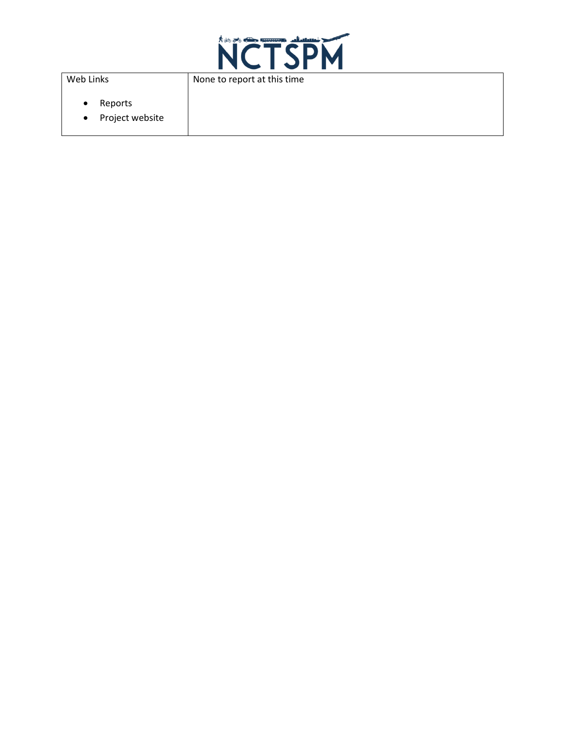| | |
|---|---|
| Web Links<br><br>• Reports<br>• Project website | None to report at this time |